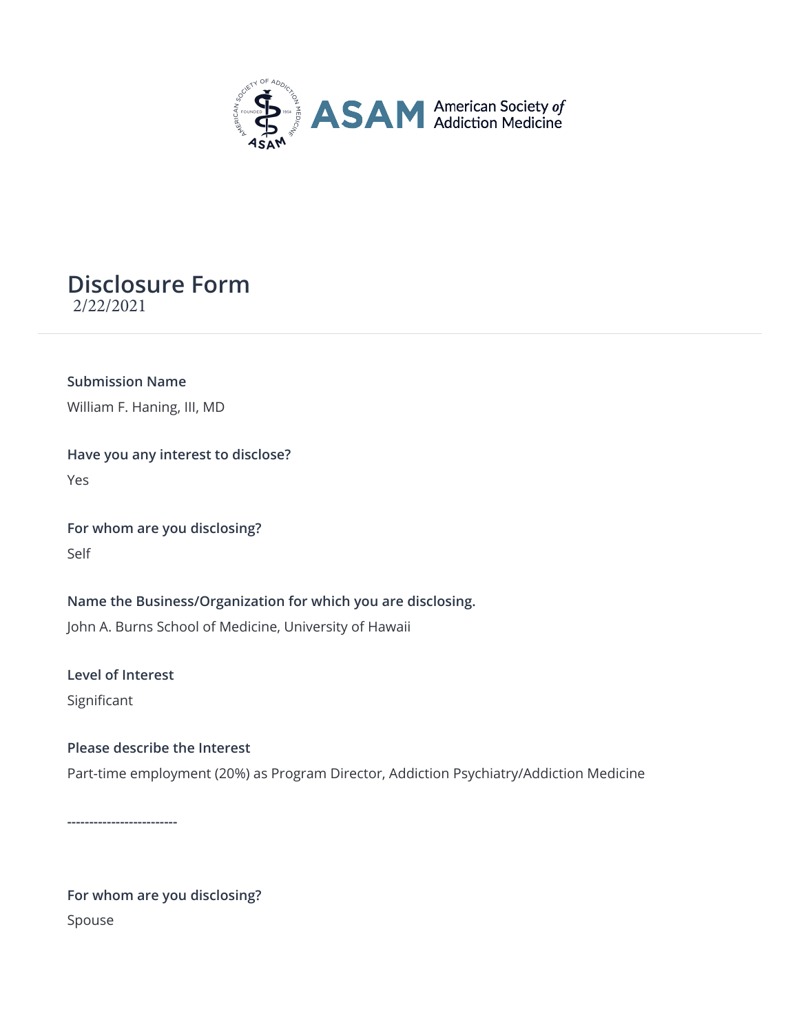# Disclosure Form

2/22/2021

**Submission Name**

William F. Haning, III, MD

**Have you any interest to disclose?**

Yes

**For whom are you disclosing?**

Self

**Name the Business/Organization for which you are disclosing.**

John A. Burns School of Medicine, University of Hawaii

**Level of Interest**

Significant

**Please describe the Interest**

Part-time employment (20%) as Program Director, Addiction Psychiatry/Addiction Medicine

------------------------

**For whom are you disclosing?**

Spouse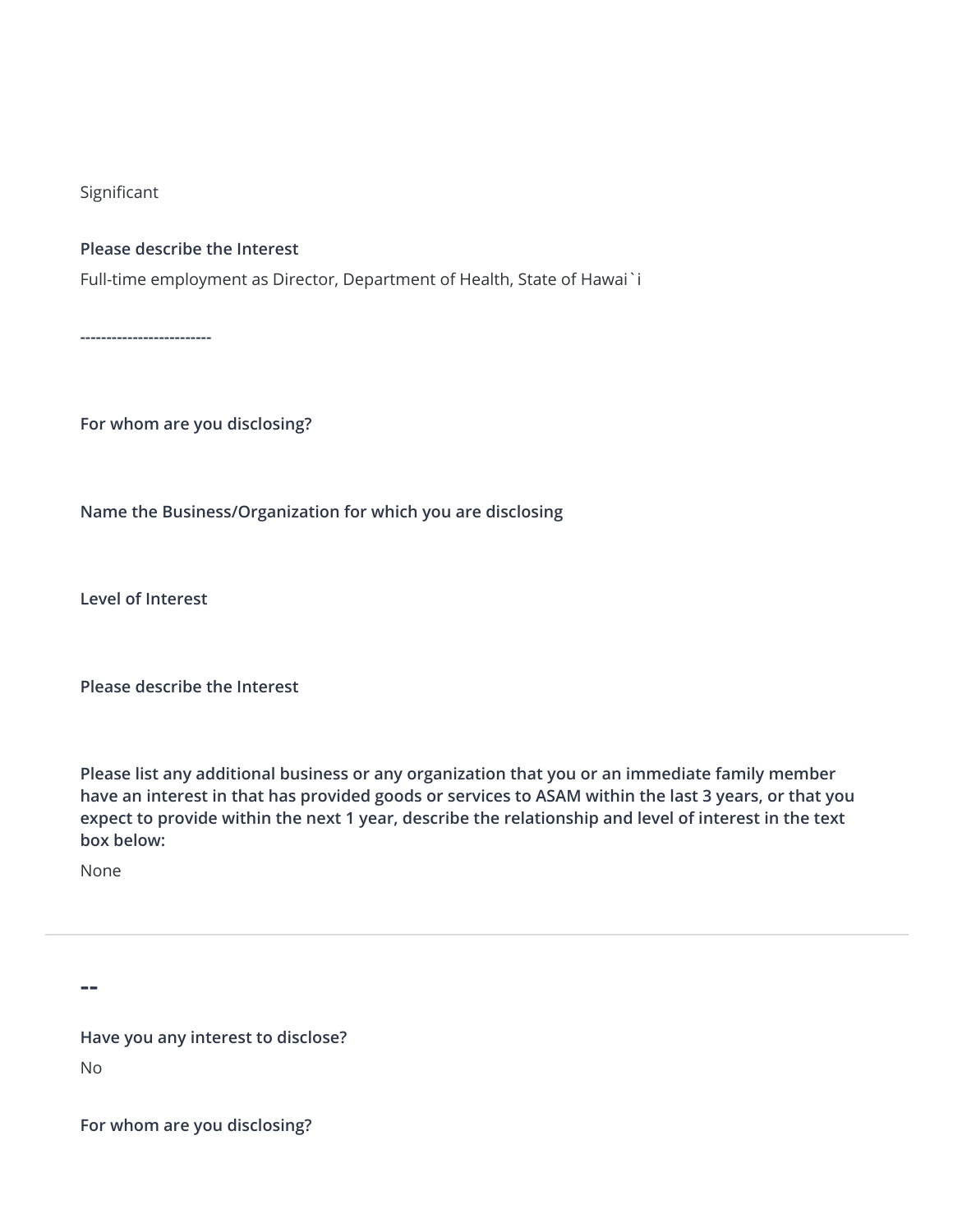Significant

**Please describe the Interest**

Full-time employment as Director, Department of Health, State of Hawai`i

-------------------------

**For whom are you disclosing?**

**Name the Business/Organization for which you are disclosing**

**Level of Interest**

**Please describe the Interest**

**Please list any additional business or any organization that you or an immediate family member have an interest in that has provided goods or services to ASAM within the last 3 years, or that you expect to provide within the next 1 year, describe the relationship and level of interest in the text box below:**

None

---

## --

**Have you any interest to disclose?**

No

**For whom are you disclosing?**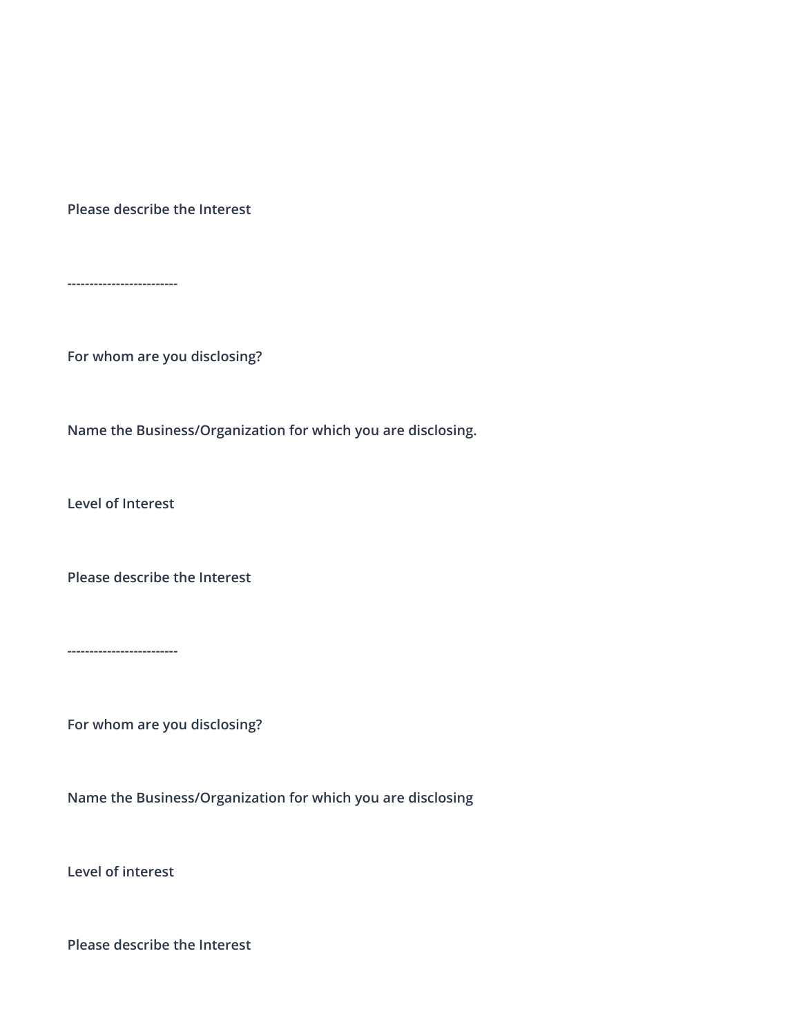**Please describe the Interest**

**------------------------**

**For whom are you disclosing?**

**Name the Business/Organization for which you are disclosing.**

**Level of Interest**

**Please describe the Interest**

**------------------------**

**For whom are you disclosing?**

**Name the Business/Organization for which you are disclosing**

**Level of interest**

**Please describe the Interest**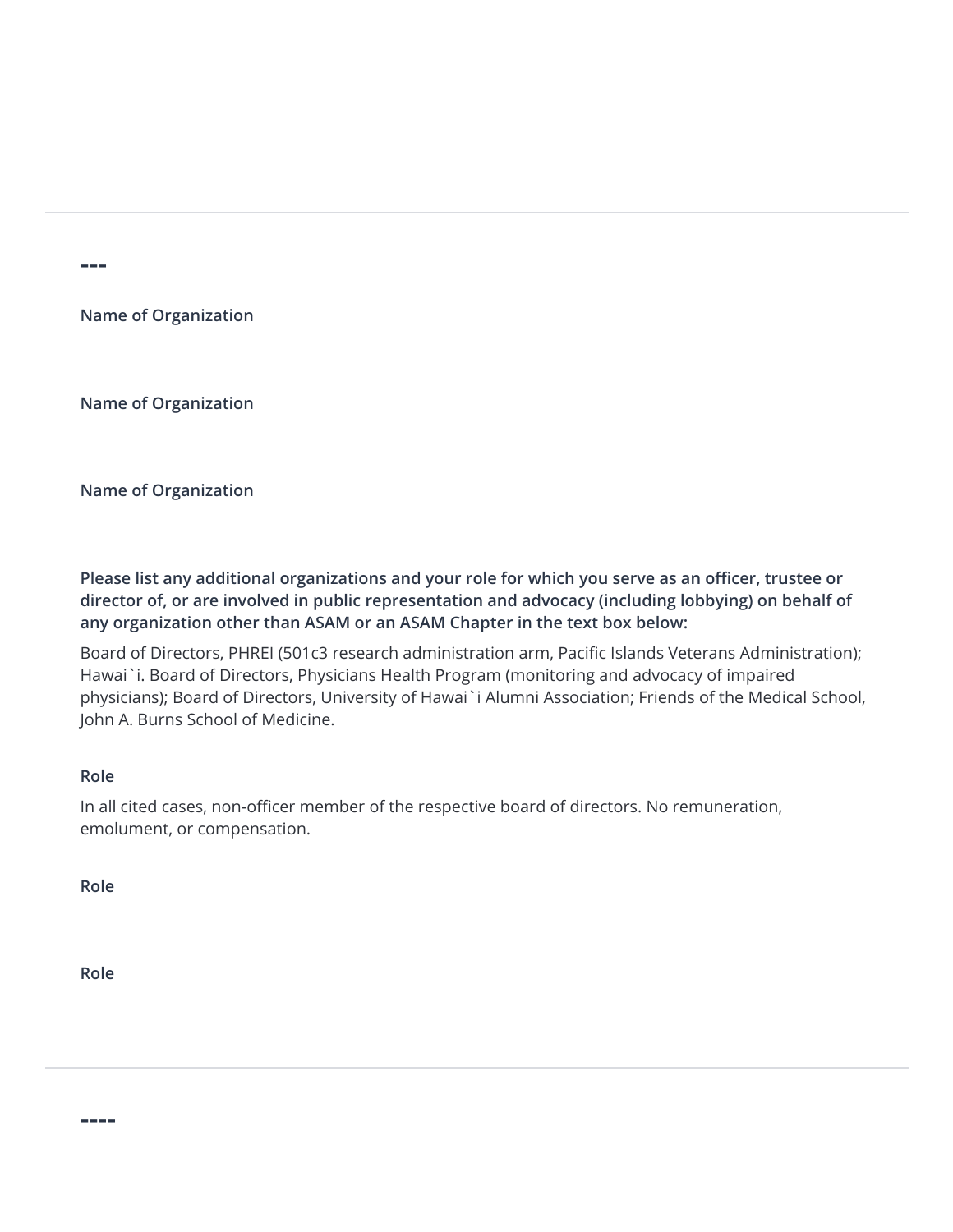---

**Name of Organization**

**Name of Organization**

**Name of Organization**

**Please list any additional organizations and your role for which you serve as an officer, trustee or director of, or are involved in public representation and advocacy (including lobbying) on behalf of any organization other than ASAM or an ASAM Chapter in the text box below:**

Board of Directors, PHREI (501c3 research administration arm, Pacific Islands Veterans Administration); Hawai`i. Board of Directors, Physicians Health Program (monitoring and advocacy of impaired physicians); Board of Directors, University of Hawai`i Alumni Association; Friends of the Medical School, John A. Burns School of Medicine.

**Role**

In all cited cases, non-officer member of the respective board of directors. No remuneration, emolument, or compensation.

**Role**

**Role**

---

----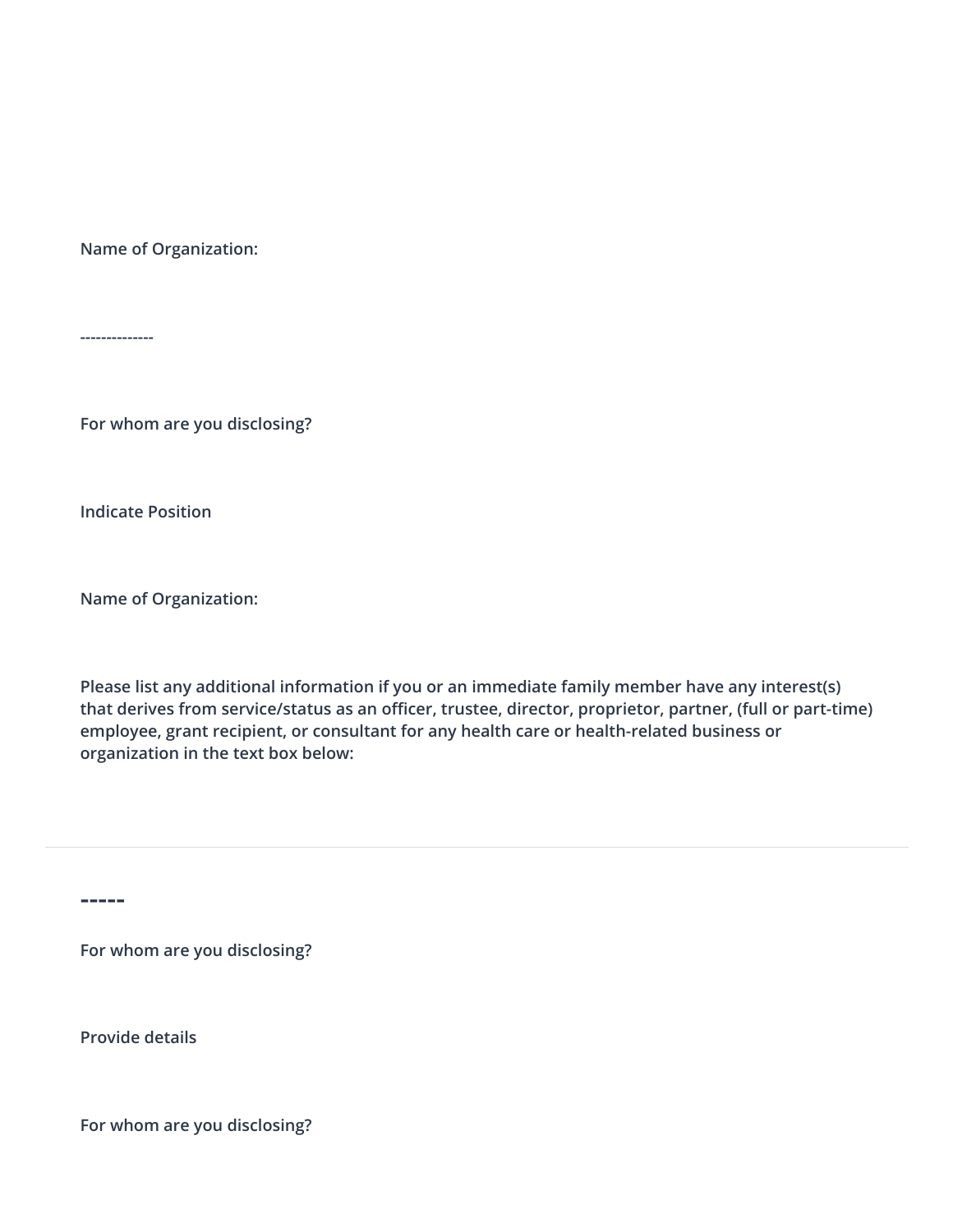**Name of Organization:**

--------------

**For whom are you disclosing?**

**Indicate Position**

**Name of Organization:**

**Please list any additional information if you or an immediate family member have any interest(s) that derives from service/status as an officer, trustee, director, proprietor, partner, (full or part-time) employee, grant recipient, or consultant for any health care or health-related business or organization in the text box below:**

---

**-----**

**For whom are you disclosing?**

**Provide details**

**For whom are you disclosing?**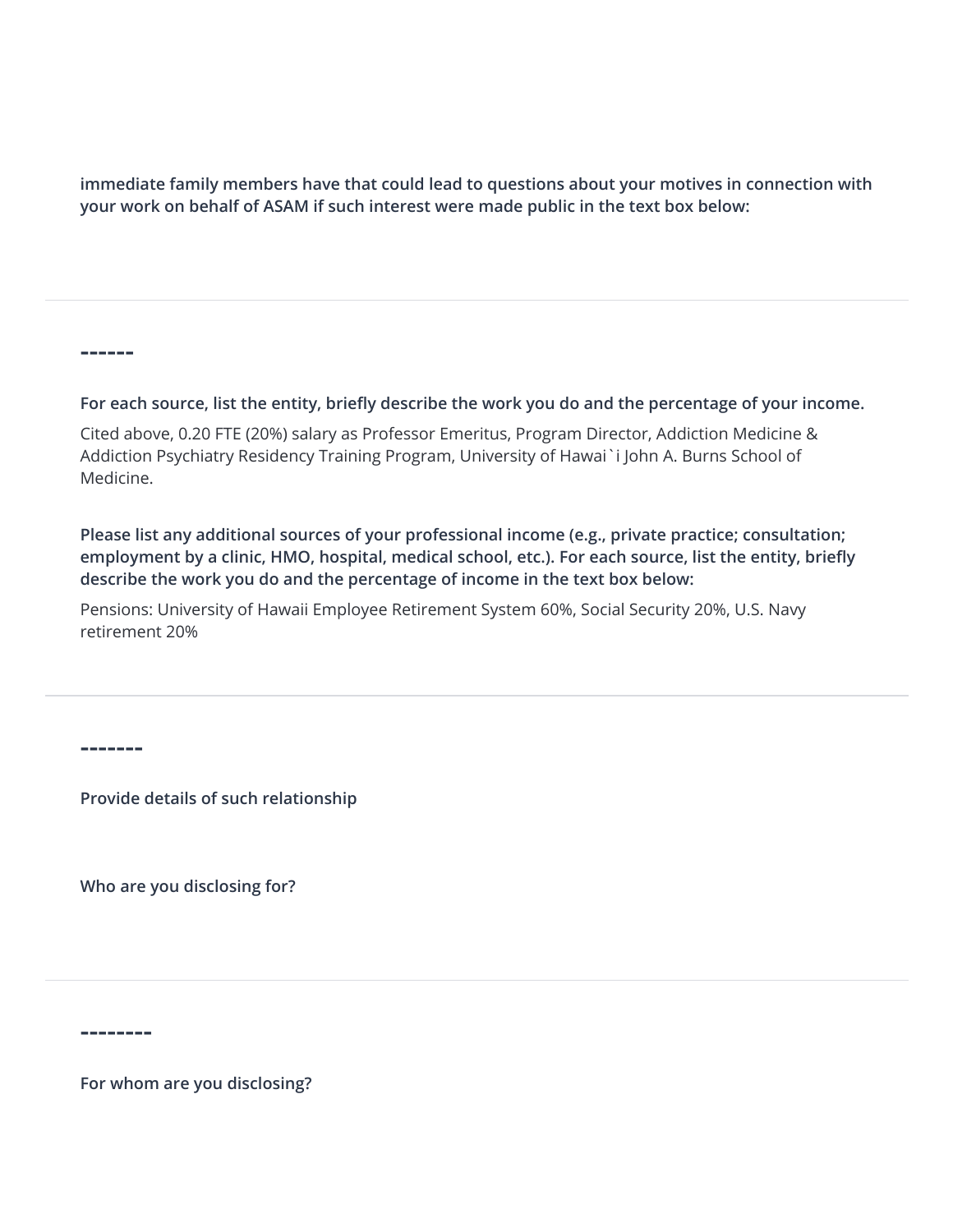**immediate family members have that could lead to questions about your motives in connection with your work on behalf of ASAM if such interest were made public in the text box below:**

------

**For each source, list the entity, briefly describe the work you do and the percentage of your income.**

Cited above, 0.20 FTE (20%) salary as Professor Emeritus, Program Director, Addiction Medicine & Addiction Psychiatry Residency Training Program, University of Hawai`i John A. Burns School of Medicine.

**Please list any additional sources of your professional income (e.g., private practice; consultation; employment by a clinic, HMO, hospital, medical school, etc.). For each source, list the entity, briefly describe the work you do and the percentage of income in the text box below:**

Pensions: University of Hawaii Employee Retirement System 60%, Social Security 20%, U.S. Navy retirement 20%

-------

**Provide details of such relationship**

**Who are you disclosing for?**

--------

**For whom are you disclosing?**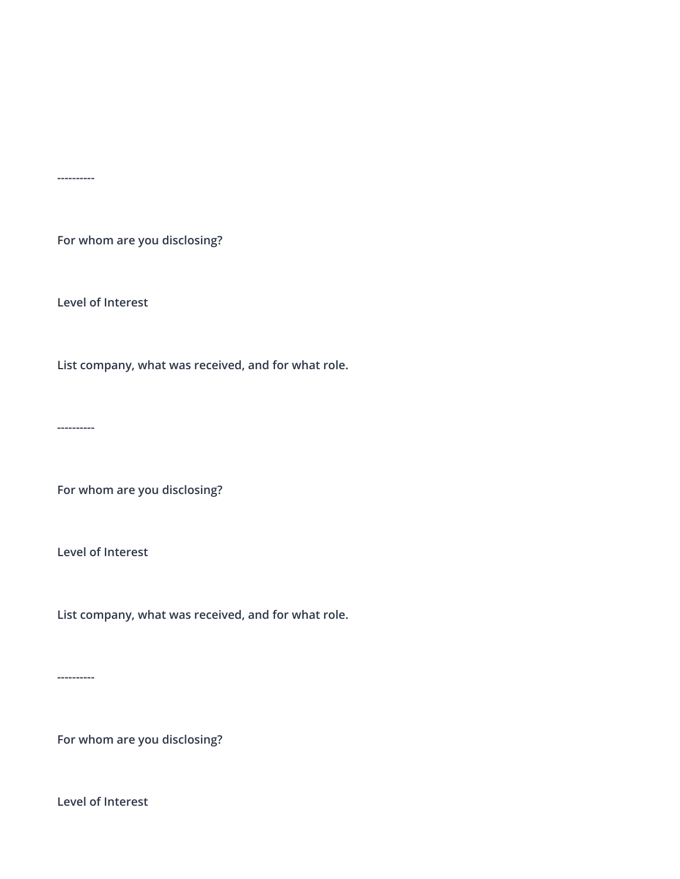----------

**For whom are you disclosing?**

**Level of Interest**

**List company, what was received, and for what role.**

----------

**For whom are you disclosing?**

**Level of Interest**

**List company, what was received, and for what role.**

----------

**For whom are you disclosing?**

**Level of Interest**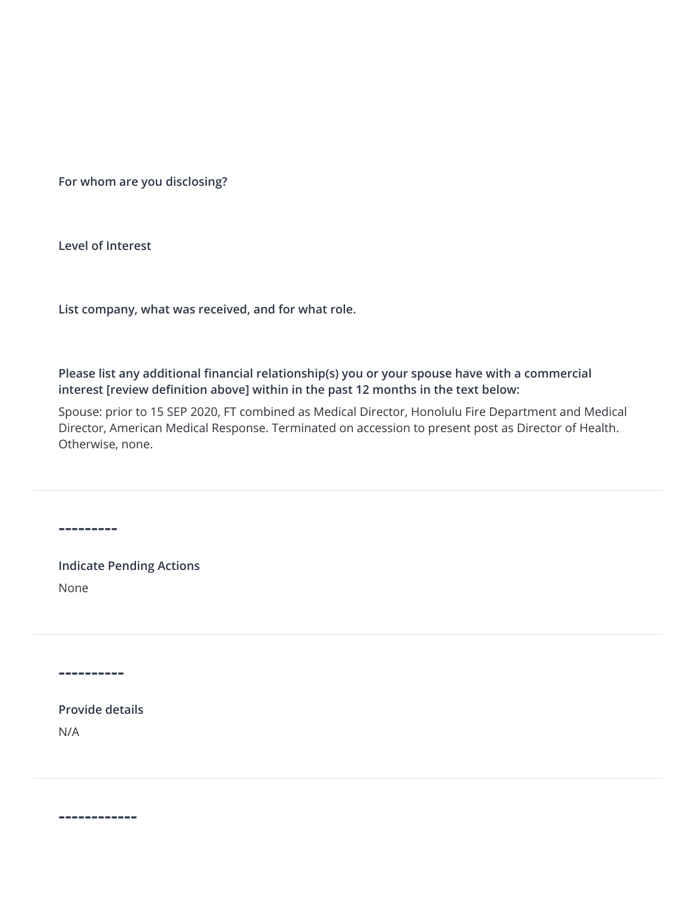**For whom are you disclosing?**

**Level of Interest**

**List company, what was received, and for what role.**

**Please list any additional financial relationship(s) you or your spouse have with a commercial interest [review definition above] within in the past 12 months in the text below:**

Spouse: prior to 15 SEP 2020, FT combined as Medical Director, Honolulu Fire Department and Medical Director, American Medical Response. Terminated on accession to present post as Director of Health. Otherwise, none.

---

**---------**

**Indicate Pending Actions**

None

---

**----------**

**Provide details**

N/A

---

**------------**